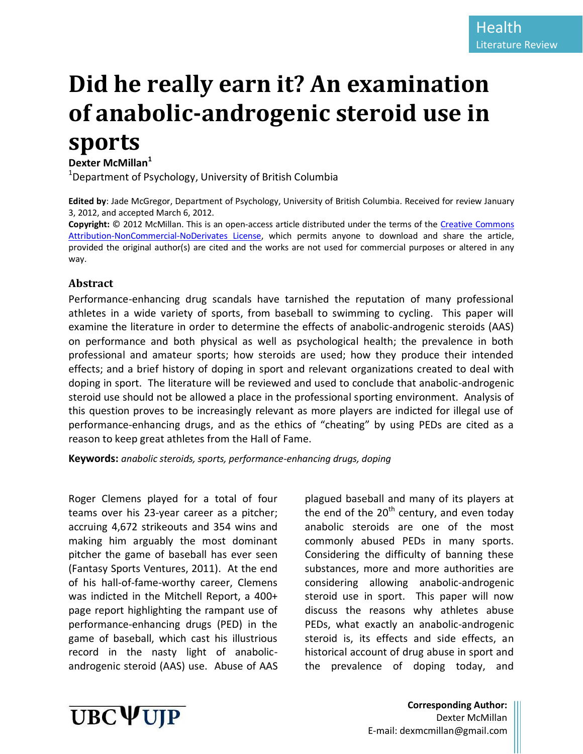Health
Literature Review

# Did he really earn it? An examination of anabolic-androgenic steroid use in sports

**Dexter McMillan**[1]

[1]Department of Psychology, University of British Columbia

**Edited by**: Jade McGregor, Department of Psychology, University of British Columbia. Received for review January 3, 2012, and accepted March 6, 2012.

**Copyright:** © 2012 McMillan. This is an open-access article distributed under the terms of the Creative Commons Attribution-NonCommercial-NoDerivates License, which permits anyone to download and share the article, provided the original author(s) are cited and the works are not used for commercial purposes or altered in any way.

## Abstract

Performance-enhancing drug scandals have tarnished the reputation of many professional athletes in a wide variety of sports, from baseball to swimming to cycling. This paper will examine the literature in order to determine the effects of anabolic-androgenic steroids (AAS) on performance and both physical as well as psychological health; the prevalence in both professional and amateur sports; how steroids are used; how they produce their intended effects; and a brief history of doping in sport and relevant organizations created to deal with doping in sport. The literature will be reviewed and used to conclude that anabolic-androgenic steroid use should not be allowed a place in the professional sporting environment. Analysis of this question proves to be increasingly relevant as more players are indicted for illegal use of performance-enhancing drugs, and as the ethics of "cheating" by using PEDs are cited as a reason to keep great athletes from the Hall of Fame.

**Keywords:** *anabolic steroids, sports, performance-enhancing drugs, doping*

Roger Clemens played for a total of four teams over his 23-year career as a pitcher; accruing 4,672 strikeouts and 354 wins and making him arguably the most dominant pitcher the game of baseball has ever seen (Fantasy Sports Ventures, 2011). At the end of his hall-of-fame-worthy career, Clemens was indicted in the Mitchell Report, a 400+ page report highlighting the rampant use of performance-enhancing drugs (PED) in the game of baseball, which cast his illustrious record in the nasty light of anabolic-androgenic steroid (AAS) use. Abuse of AAS plagued baseball and many of its players at the end of the 20th century, and even today anabolic steroids are one of the most commonly abused PEDs in many sports. Considering the difficulty of banning these substances, more and more authorities are considering allowing anabolic-androgenic steroid use in sport. This paper will now discuss the reasons why athletes abuse PEDs, what exactly an anabolic-androgenic steroid is, its effects and side effects, an historical account of drug abuse in sport and the prevalence of doping today, and

**Corresponding Author:**
Dexter McMillan
E-mail: dexmcmillan@gmail.com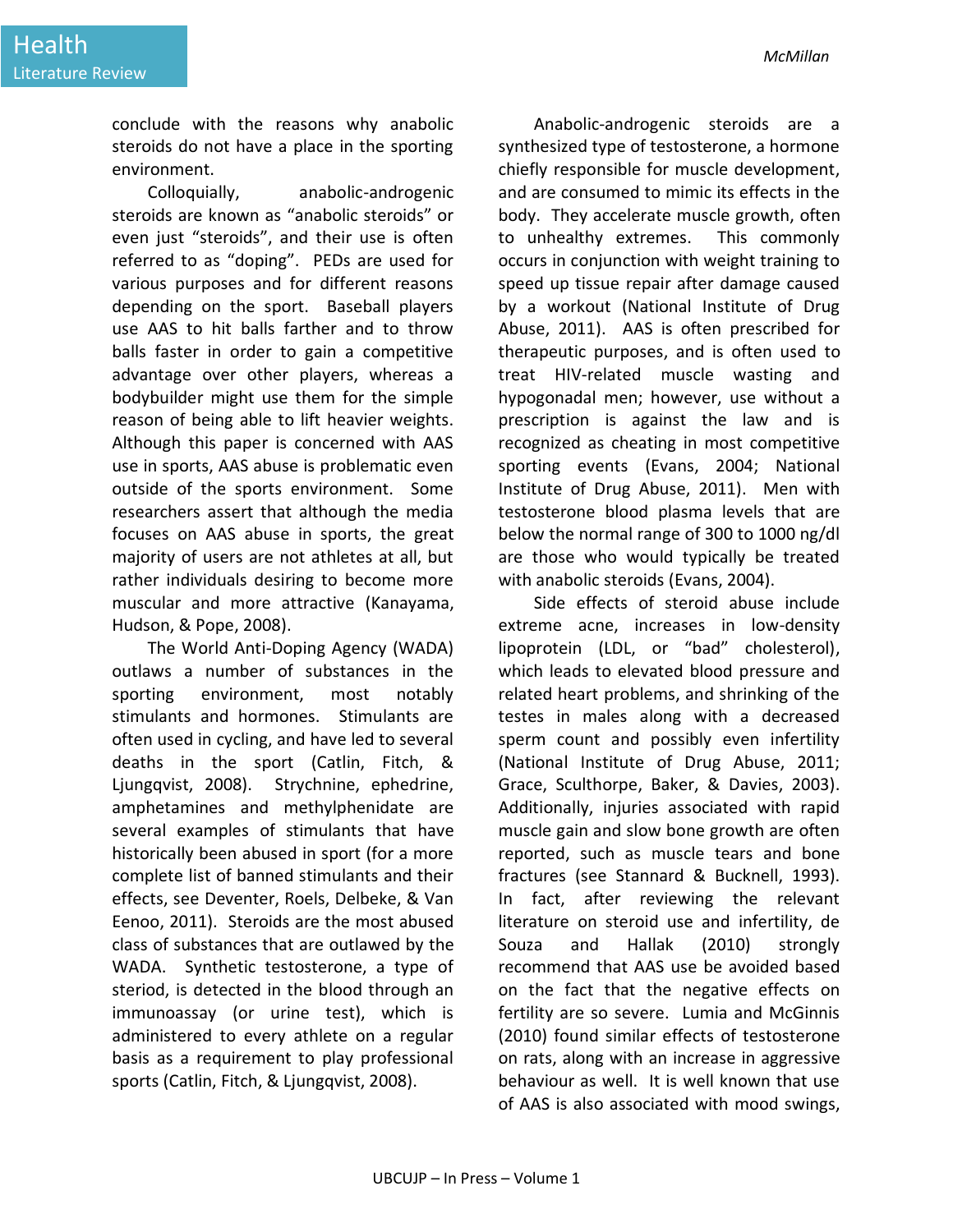conclude with the reasons why anabolic steroids do not have a place in the sporting environment.

Colloquially, anabolic-androgenic steroids are known as "anabolic steroids" or even just "steroids", and their use is often referred to as "doping". PEDs are used for various purposes and for different reasons depending on the sport. Baseball players use AAS to hit balls farther and to throw balls faster in order to gain a competitive advantage over other players, whereas a bodybuilder might use them for the simple reason of being able to lift heavier weights. Although this paper is concerned with AAS use in sports, AAS abuse is problematic even outside of the sports environment. Some researchers assert that although the media focuses on AAS abuse in sports, the great majority of users are not athletes at all, but rather individuals desiring to become more muscular and more attractive (Kanayama, Hudson, & Pope, 2008).

The World Anti-Doping Agency (WADA) outlaws a number of substances in the sporting environment, most notably stimulants and hormones. Stimulants are often used in cycling, and have led to several deaths in the sport (Catlin, Fitch, & Ljungqvist, 2008). Strychnine, ephedrine, amphetamines and methylphenidate are several examples of stimulants that have historically been abused in sport (for a more complete list of banned stimulants and their effects, see Deventer, Roels, Delbeke, & Van Eenoo, 2011). Steroids are the most abused class of substances that are outlawed by the WADA. Synthetic testosterone, a type of steriod, is detected in the blood through an immunoassay (or urine test), which is administered to every athlete on a regular basis as a requirement to play professional sports (Catlin, Fitch, & Ljungqvist, 2008).

Anabolic-androgenic steroids are a synthesized type of testosterone, a hormone chiefly responsible for muscle development, and are consumed to mimic its effects in the body. They accelerate muscle growth, often to unhealthy extremes. This commonly occurs in conjunction with weight training to speed up tissue repair after damage caused by a workout (National Institute of Drug Abuse, 2011). AAS is often prescribed for therapeutic purposes, and is often used to treat HIV-related muscle wasting and hypogonadal men; however, use without a prescription is against the law and is recognized as cheating in most competitive sporting events (Evans, 2004; National Institute of Drug Abuse, 2011). Men with testosterone blood plasma levels that are below the normal range of 300 to 1000 ng/dl are those who would typically be treated with anabolic steroids (Evans, 2004).

Side effects of steroid abuse include extreme acne, increases in low-density lipoprotein (LDL, or "bad" cholesterol), which leads to elevated blood pressure and related heart problems, and shrinking of the testes in males along with a decreased sperm count and possibly even infertility (National Institute of Drug Abuse, 2011; Grace, Sculthorpe, Baker, & Davies, 2003). Additionally, injuries associated with rapid muscle gain and slow bone growth are often reported, such as muscle tears and bone fractures (see Stannard & Bucknell, 1993). In fact, after reviewing the relevant literature on steroid use and infertility, de Souza and Hallak (2010) strongly recommend that AAS use be avoided based on the fact that the negative effects on fertility are so severe. Lumia and McGinnis (2010) found similar effects of testosterone on rats, along with an increase in aggressive behaviour as well. It is well known that use of AAS is also associated with mood swings,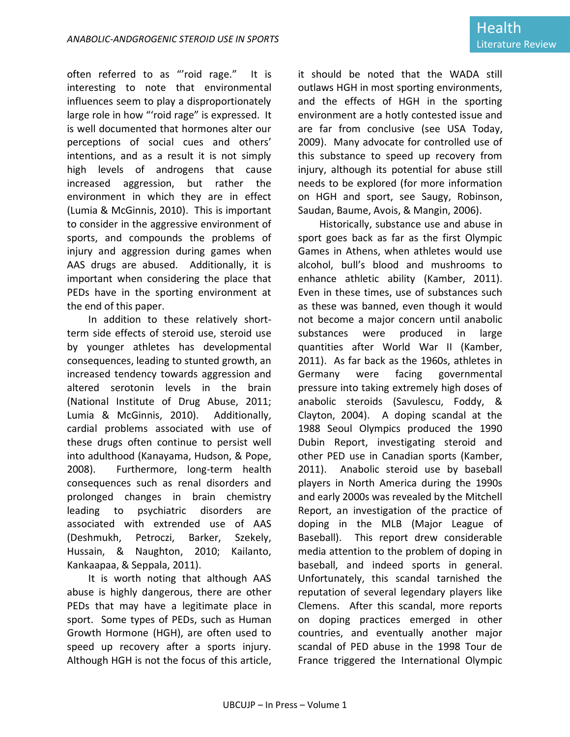often referred to as "'roid rage." It is interesting to note that environmental influences seem to play a disproportionately large role in how "'roid rage" is expressed. It is well documented that hormones alter our perceptions of social cues and others' intentions, and as a result it is not simply high levels of androgens that cause increased aggression, but rather the environment in which they are in effect (Lumia & McGinnis, 2010). This is important to consider in the aggressive environment of sports, and compounds the problems of injury and aggression during games when AAS drugs are abused. Additionally, it is important when considering the place that PEDs have in the sporting environment at the end of this paper.

In addition to these relatively short-term side effects of steroid use, steroid use by younger athletes has developmental consequences, leading to stunted growth, an increased tendency towards aggression and altered serotonin levels in the brain (National Institute of Drug Abuse, 2011; Lumia & McGinnis, 2010). Additionally, cardial problems associated with use of these drugs often continue to persist well into adulthood (Kanayama, Hudson, & Pope, 2008). Furthermore, long-term health consequences such as renal disorders and prolonged changes in brain chemistry leading to psychiatric disorders are associated with extrended use of AAS (Deshmukh, Petroczi, Barker, Szekely, Hussain, & Naughton, 2010; Kailanto, Kankaapaa, & Seppala, 2011).

It is worth noting that although AAS abuse is highly dangerous, there are other PEDs that may have a legitimate place in sport. Some types of PEDs, such as Human Growth Hormone (HGH), are often used to speed up recovery after a sports injury. Although HGH is not the focus of this article, it should be noted that the WADA still outlaws HGH in most sporting environments, and the effects of HGH in the sporting environment are a hotly contested issue and are far from conclusive (see USA Today, 2009). Many advocate for controlled use of this substance to speed up recovery from injury, although its potential for abuse still needs to be explored (for more information on HGH and sport, see Saugy, Robinson, Saudan, Baume, Avois, & Mangin, 2006).

Historically, substance use and abuse in sport goes back as far as the first Olympic Games in Athens, when athletes would use alcohol, bull's blood and mushrooms to enhance athletic ability (Kamber, 2011). Even in these times, use of substances such as these was banned, even though it would not become a major concern until anabolic substances were produced in large quantities after World War II (Kamber, 2011). As far back as the 1960s, athletes in Germany were facing governmental pressure into taking extremely high doses of anabolic steroids (Savulescu, Foddy, & Clayton, 2004). A doping scandal at the 1988 Seoul Olympics produced the 1990 Dubin Report, investigating steroid and other PED use in Canadian sports (Kamber, 2011). Anabolic steroid use by baseball players in North America during the 1990s and early 2000s was revealed by the Mitchell Report, an investigation of the practice of doping in the MLB (Major League of Baseball). This report drew considerable media attention to the problem of doping in baseball, and indeed sports in general. Unfortunately, this scandal tarnished the reputation of several legendary players like Clemens. After this scandal, more reports on doping practices emerged in other countries, and eventually another major scandal of PED abuse in the 1998 Tour de France triggered the International Olympic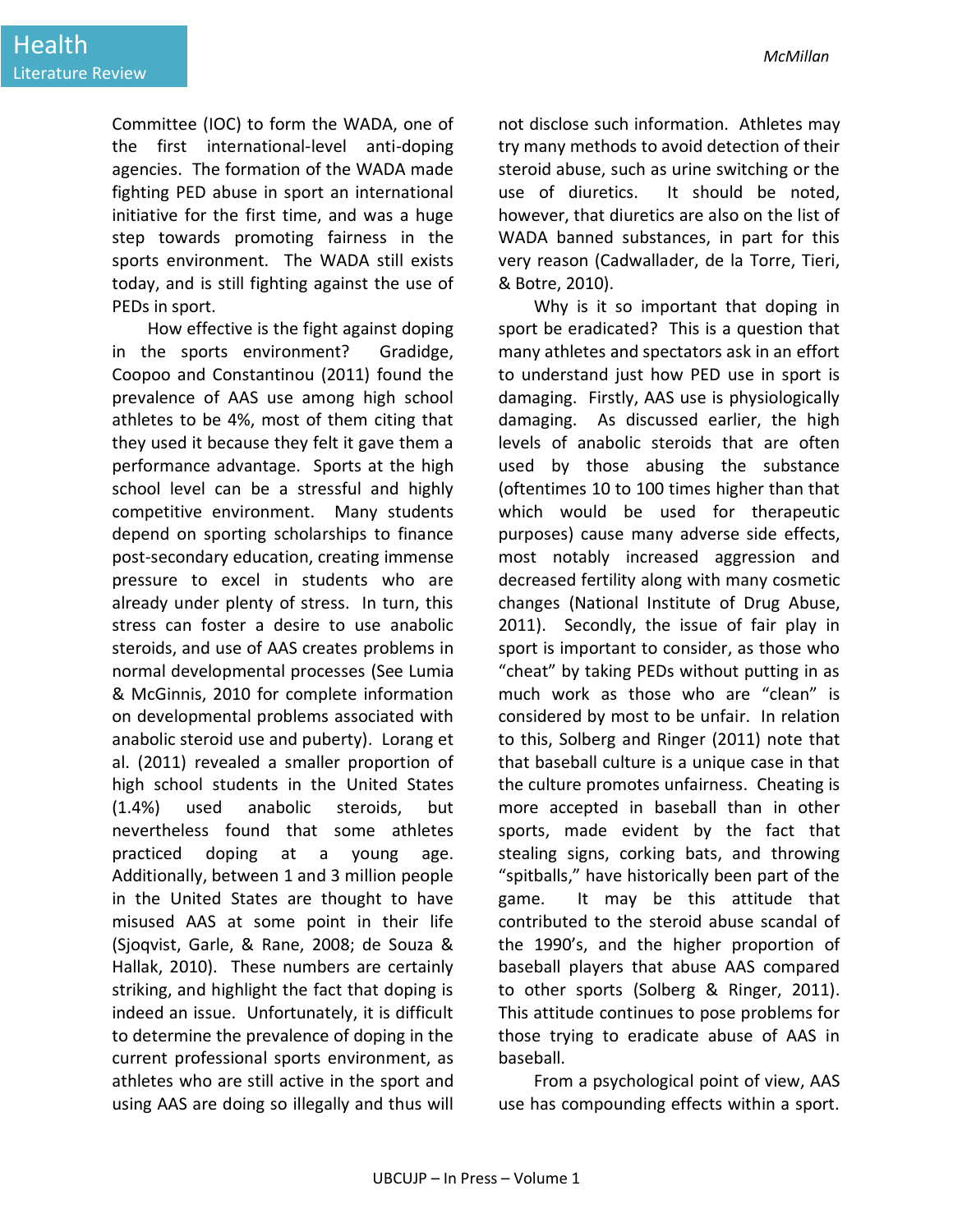Committee (IOC) to form the WADA, one of the first international-level anti-doping agencies. The formation of the WADA made fighting PED abuse in sport an international initiative for the first time, and was a huge step towards promoting fairness in the sports environment. The WADA still exists today, and is still fighting against the use of PEDs in sport.

How effective is the fight against doping in the sports environment? Gradidge, Coopoo and Constantinou (2011) found the prevalence of AAS use among high school athletes to be 4%, most of them citing that they used it because they felt it gave them a performance advantage. Sports at the high school level can be a stressful and highly competitive environment. Many students depend on sporting scholarships to finance post-secondary education, creating immense pressure to excel in students who are already under plenty of stress. In turn, this stress can foster a desire to use anabolic steroids, and use of AAS creates problems in normal developmental processes (See Lumia & McGinnis, 2010 for complete information on developmental problems associated with anabolic steroid use and puberty). Lorang et al. (2011) revealed a smaller proportion of high school students in the United States (1.4%) used anabolic steroids, but nevertheless found that some athletes practiced doping at a young age. Additionally, between 1 and 3 million people in the United States are thought to have misused AAS at some point in their life (Sjoqvist, Garle, & Rane, 2008; de Souza & Hallak, 2010). These numbers are certainly striking, and highlight the fact that doping is indeed an issue. Unfortunately, it is difficult to determine the prevalence of doping in the current professional sports environment, as athletes who are still active in the sport and using AAS are doing so illegally and thus will not disclose such information. Athletes may try many methods to avoid detection of their steroid abuse, such as urine switching or the use of diuretics. It should be noted, however, that diuretics are also on the list of WADA banned substances, in part for this very reason (Cadwallader, de la Torre, Tieri, & Botre, 2010).

Why is it so important that doping in sport be eradicated? This is a question that many athletes and spectators ask in an effort to understand just how PED use in sport is damaging. Firstly, AAS use is physiologically damaging. As discussed earlier, the high levels of anabolic steroids that are often used by those abusing the substance (oftentimes 10 to 100 times higher than that which would be used for therapeutic purposes) cause many adverse side effects, most notably increased aggression and decreased fertility along with many cosmetic changes (National Institute of Drug Abuse, 2011). Secondly, the issue of fair play in sport is important to consider, as those who "cheat" by taking PEDs without putting in as much work as those who are "clean" is considered by most to be unfair. In relation to this, Solberg and Ringer (2011) note that that baseball culture is a unique case in that the culture promotes unfairness. Cheating is more accepted in baseball than in other sports, made evident by the fact that stealing signs, corking bats, and throwing "spitballs," have historically been part of the game. It may be this attitude that contributed to the steroid abuse scandal of the 1990's, and the higher proportion of baseball players that abuse AAS compared to other sports (Solberg & Ringer, 2011). This attitude continues to pose problems for those trying to eradicate abuse of AAS in baseball.

From a psychological point of view, AAS use has compounding effects within a sport.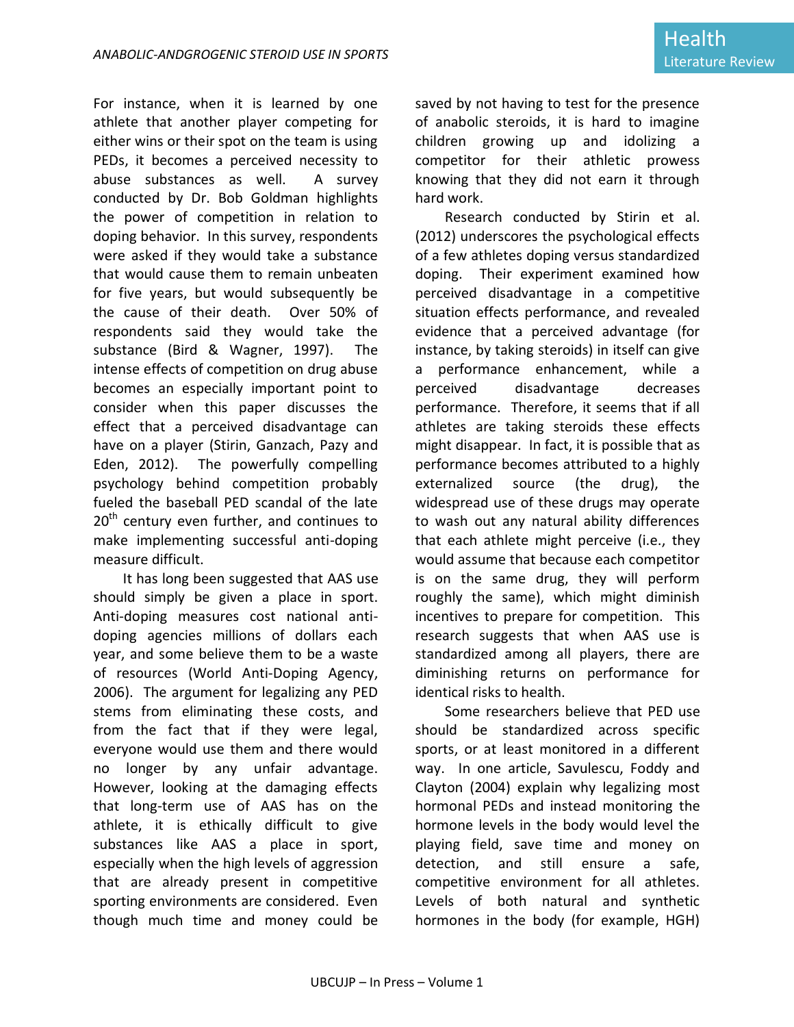For instance, when it is learned by one athlete that another player competing for either wins or their spot on the team is using PEDs, it becomes a perceived necessity to abuse substances as well. A survey conducted by Dr. Bob Goldman highlights the power of competition in relation to doping behavior. In this survey, respondents were asked if they would take a substance that would cause them to remain unbeaten for five years, but would subsequently be the cause of their death. Over 50% of respondents said they would take the substance (Bird & Wagner, 1997). The intense effects of competition on drug abuse becomes an especially important point to consider when this paper discusses the effect that a perceived disadvantage can have on a player (Stirin, Ganzach, Pazy and Eden, 2012). The powerfully compelling psychology behind competition probably fueled the baseball PED scandal of the late 20th century even further, and continues to make implementing successful anti-doping measure difficult.

It has long been suggested that AAS use should simply be given a place in sport. Anti-doping measures cost national anti-doping agencies millions of dollars each year, and some believe them to be a waste of resources (World Anti-Doping Agency, 2006). The argument for legalizing any PED stems from eliminating these costs, and from the fact that if they were legal, everyone would use them and there would no longer by any unfair advantage. However, looking at the damaging effects that long-term use of AAS has on the athlete, it is ethically difficult to give substances like AAS a place in sport, especially when the high levels of aggression that are already present in competitive sporting environments are considered. Even though much time and money could be saved by not having to test for the presence of anabolic steroids, it is hard to imagine children growing up and idolizing a competitor for their athletic prowess knowing that they did not earn it through hard work.

Research conducted by Stirin et al. (2012) underscores the psychological effects of a few athletes doping versus standardized doping. Their experiment examined how perceived disadvantage in a competitive situation effects performance, and revealed evidence that a perceived advantage (for instance, by taking steroids) in itself can give a performance enhancement, while a perceived disadvantage decreases performance. Therefore, it seems that if all athletes are taking steroids these effects might disappear. In fact, it is possible that as performance becomes attributed to a highly externalized source (the drug), the widespread use of these drugs may operate to wash out any natural ability differences that each athlete might perceive (i.e., they would assume that because each competitor is on the same drug, they will perform roughly the same), which might diminish incentives to prepare for competition. This research suggests that when AAS use is standardized among all players, there are diminishing returns on performance for identical risks to health.

Some researchers believe that PED use should be standardized across specific sports, or at least monitored in a different way. In one article, Savulescu, Foddy and Clayton (2004) explain why legalizing most hormonal PEDs and instead monitoring the hormone levels in the body would level the playing field, save time and money on detection, and still ensure a safe, competitive environment for all athletes. Levels of both natural and synthetic hormones in the body (for example, HGH)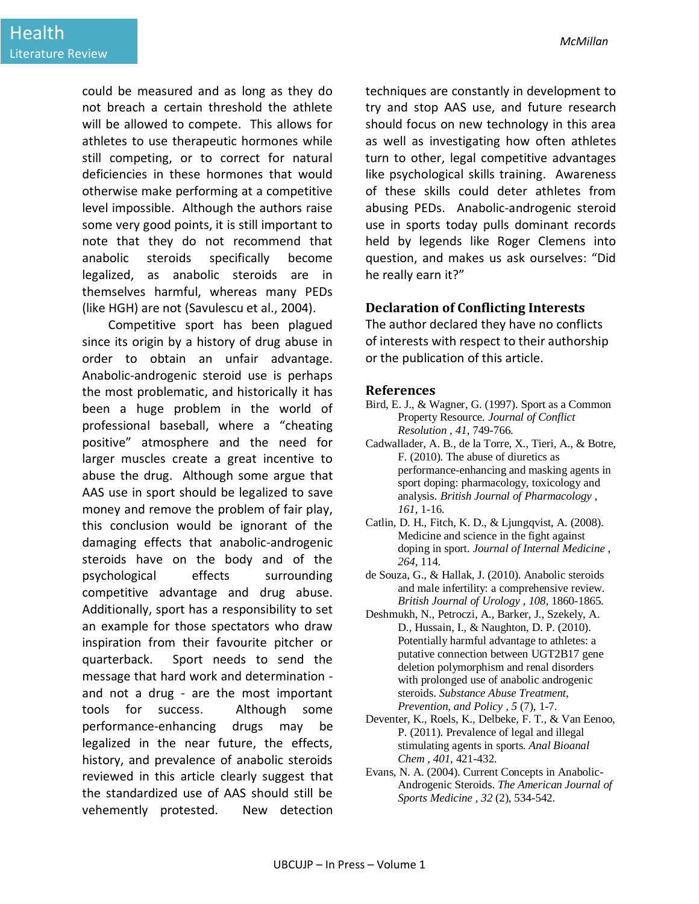could be measured and as long as they do not breach a certain threshold the athlete will be allowed to compete. This allows for athletes to use therapeutic hormones while still competing, or to correct for natural deficiencies in these hormones that would otherwise make performing at a competitive level impossible. Although the authors raise some very good points, it is still important to note that they do not recommend that anabolic steroids specifically become legalized, as anabolic steroids are in themselves harmful, whereas many PEDs (like HGH) are not (Savulescu et al., 2004).

Competitive sport has been plagued since its origin by a history of drug abuse in order to obtain an unfair advantage. Anabolic-androgenic steroid use is perhaps the most problematic, and historically it has been a huge problem in the world of professional baseball, where a "cheating positive" atmosphere and the need for larger muscles create a great incentive to abuse the drug. Although some argue that AAS use in sport should be legalized to save money and remove the problem of fair play, this conclusion would be ignorant of the damaging effects that anabolic-androgenic steroids have on the body and of the psychological effects surrounding competitive advantage and drug abuse. Additionally, sport has a responsibility to set an example for those spectators who draw inspiration from their favourite pitcher or quarterback. Sport needs to send the message that hard work and determination - and not a drug - are the most important tools for success. Although some performance-enhancing drugs may be legalized in the near future, the effects, history, and prevalence of anabolic steroids reviewed in this article clearly suggest that the standardized use of AAS should still be vehemently protested. New detection techniques are constantly in development to try and stop AAS use, and future research should focus on new technology in this area as well as investigating how often athletes turn to other, legal competitive advantages like psychological skills training. Awareness of these skills could deter athletes from abusing PEDs. Anabolic-androgenic steroid use in sports today pulls dominant records held by legends like Roger Clemens into question, and makes us ask ourselves: "Did he really earn it?"

## Declaration of Conflicting Interests

The author declared they have no conflicts of interests with respect to their authorship or the publication of this article.

## References

Bird, E. J., & Wagner, G. (1997). Sport as a Common Property Resource. *Journal of Conflict Resolution , 41*, 749-766.

Cadwallader, A. B., de la Torre, X., Tieri, A., & Botre, F. (2010). The abuse of diuretics as performance-enhancing and masking agents in sport doping: pharmacology, toxicology and analysis. *British Journal of Pharmacology , 161*, 1-16.

Catlin, D. H., Fitch, K. D., & Ljungqvist, A. (2008). Medicine and science in the fight against doping in sport. *Journal of Internal Medicine , 264*, 114.

de Souza, G., & Hallak, J. (2010). Anabolic steroids and male infertility: a comprehensive review. *British Journal of Urology , 108*, 1860-1865.

Deshmukh, N., Petroczi, A., Barker, J., Szekely, A. D., Hussain, I., & Naughton, D. P. (2010). Potentially harmful advantage to athletes: a putative connection between UGT2B17 gene deletion polymorphism and renal disorders with prolonged use of anabolic androgenic steroids. *Substance Abuse Treatment, Prevention, and Policy , 5* (7), 1-7.

Deventer, K., Roels, K., Delbeke, F. T., & Van Eenoo, P. (2011). Prevalence of legal and illegal stimulating agents in sports. *Anal Bioanal Chem , 401*, 421-432.

Evans, N. A. (2004). Current Concepts in Anabolic-Androgenic Steroids. *The American Journal of Sports Medicine , 32* (2), 534-542.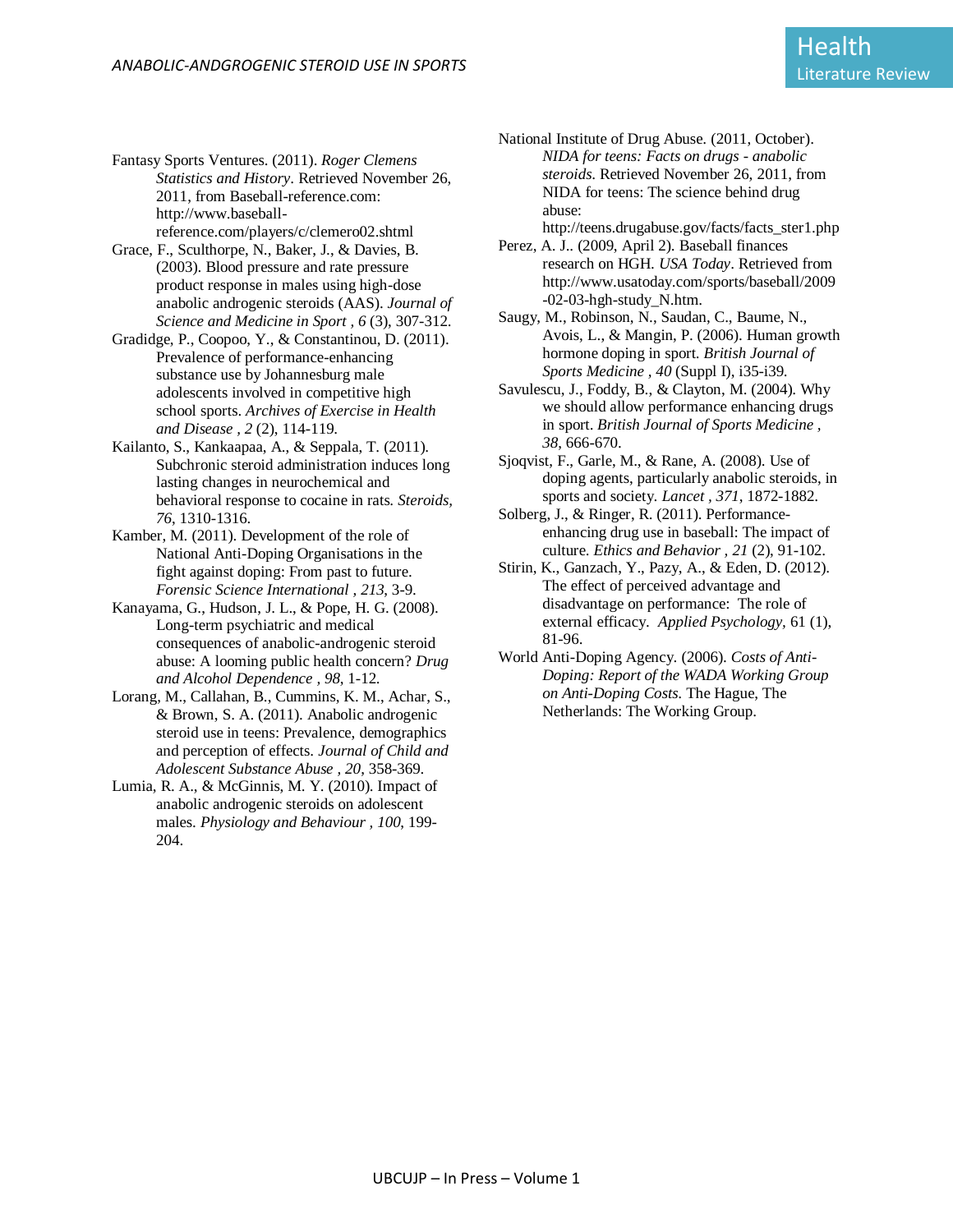Fantasy Sports Ventures. (2011). *Roger Clemens Statistics and History*. Retrieved November 26, 2011, from Baseball-reference.com: http://www.baseball-reference.com/players/c/clemero02.shtml

Grace, F., Sculthorpe, N., Baker, J., & Davies, B. (2003). Blood pressure and rate pressure product response in males using high-dose anabolic androgenic steroids (AAS). *Journal of Science and Medicine in Sport , 6* (3), 307-312.

Gradidge, P., Coopoo, Y., & Constantinou, D. (2011). Prevalence of performance-enhancing substance use by Johannesburg male adolescents involved in competitive high school sports. *Archives of Exercise in Health and Disease , 2* (2), 114-119.

Kailanto, S., Kankaapaa, A., & Seppala, T. (2011). Subchronic steroid administration induces long lasting changes in neurochemical and behavioral response to cocaine in rats. *Steroids, 76*, 1310-1316.

Kamber, M. (2011). Development of the role of National Anti-Doping Organisations in the fight against doping: From past to future. *Forensic Science International , 213*, 3-9.

Kanayama, G., Hudson, J. L., & Pope, H. G. (2008). Long-term psychiatric and medical consequences of anabolic-androgenic steroid abuse: A looming public health concern? *Drug and Alcohol Dependence , 98*, 1-12.

Lorang, M., Callahan, B., Cummins, K. M., Achar, S., & Brown, S. A. (2011). Anabolic androgenic steroid use in teens: Prevalence, demographics and perception of effects. *Journal of Child and Adolescent Substance Abuse , 20*, 358-369.

Lumia, R. A., & McGinnis, M. Y. (2010). Impact of anabolic androgenic steroids on adolescent males. *Physiology and Behaviour , 100*, 199-204.

National Institute of Drug Abuse. (2011, October). *NIDA for teens: Facts on drugs - anabolic steroids*. Retrieved November 26, 2011, from NIDA for teens: The science behind drug abuse: http://teens.drugabuse.gov/facts/facts_ster1.php

Perez, A. J.. (2009, April 2). Baseball finances research on HGH. *USA Today*. Retrieved from http://www.usatoday.com/sports/baseball/2009-02-03-hgh-study_N.htm.

Saugy, M., Robinson, N., Saudan, C., Baume, N., Avois, L., & Mangin, P. (2006). Human growth hormone doping in sport. *British Journal of Sports Medicine , 40* (Suppl I), i35-i39.

Savulescu, J., Foddy, B., & Clayton, M. (2004). Why we should allow performance enhancing drugs in sport. *British Journal of Sports Medicine , 38*, 666-670.

Sjoqvist, F., Garle, M., & Rane, A. (2008). Use of doping agents, particularly anabolic steroids, in sports and society. *Lancet , 371*, 1872-1882.

Solberg, J., & Ringer, R. (2011). Performance-enhancing drug use in baseball: The impact of culture. *Ethics and Behavior , 21* (2), 91-102.

Stirin, K., Ganzach, Y., Pazy, A., & Eden, D. (2012). The effect of perceived advantage and disadvantage on performance: The role of external efficacy. *Applied Psychology*, 61 (1), 81-96.

World Anti-Doping Agency. (2006). *Costs of Anti-Doping: Report of the WADA Working Group on Anti-Doping Costs.* The Hague, The Netherlands: The Working Group.